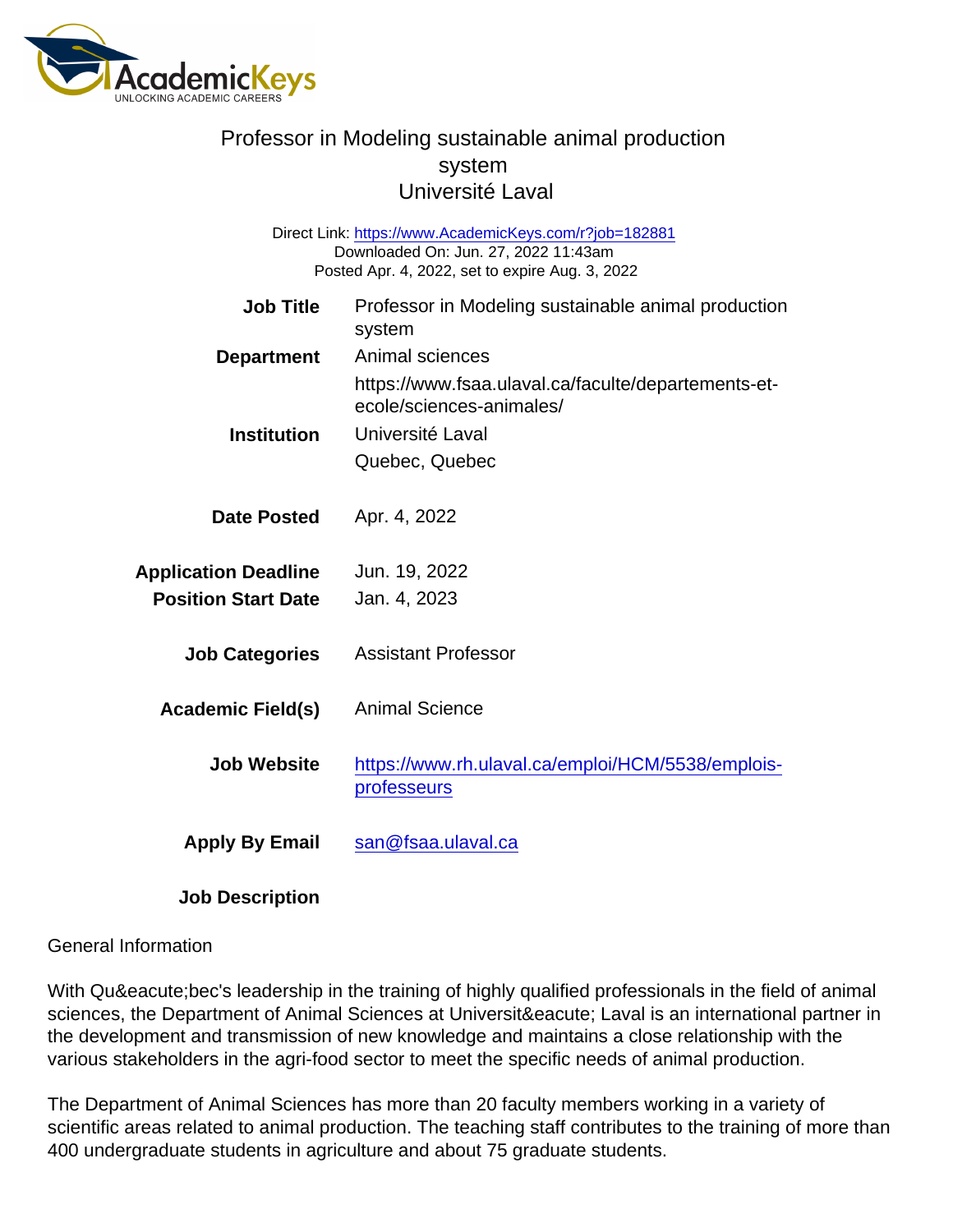# Professor in Modeling sustainable animal production system
## Université Laval

Direct Link: https://www.AcademicKeys.com/r?job=182881
Downloaded On: Jun. 27, 2022 11:43am
Posted Apr. 4, 2022, set to expire Aug. 3, 2022

**Job Title** Professor in Modeling sustainable animal production system

**Department** Animal sciences
https://www.fsaa.ulaval.ca/faculte/departements-et-ecole/sciences-animales/

**Institution** Université Laval
Quebec, Quebec

**Date Posted** Apr. 4, 2022

**Application Deadline** Jun. 19, 2022

**Position Start Date** Jan. 4, 2023

**Job Categories** Assistant Professor

**Academic Field(s)** Animal Science

**Job Website** https://www.rh.ulaval.ca/emploi/HCM/5538/emplois-professeurs

**Apply By Email** san@fsaa.ulaval.ca

**Job Description**

General Information

With Qu&eacute;bec's leadership in the training of highly qualified professionals in the field of animal sciences, the Department of Animal Sciences at Universit&eacute; Laval is an international partner in the development and transmission of new knowledge and maintains a close relationship with the various stakeholders in the agri-food sector to meet the specific needs of animal production.

The Department of Animal Sciences has more than 20 faculty members working in a variety of scientific areas related to animal production. The teaching staff contributes to the training of more than 400 undergraduate students in agriculture and about 75 graduate students.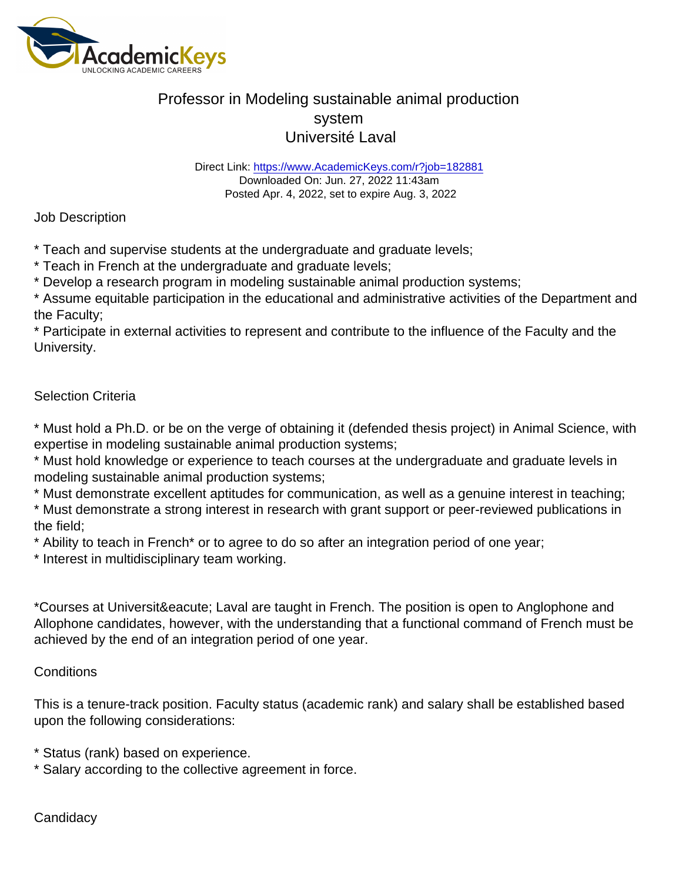# Professor in Modeling sustainable animal production system
## Université Laval

Direct Link: https://www.AcademicKeys.com/r?job=182881
Downloaded On: Jun. 27, 2022 11:43am
Posted Apr. 4, 2022, set to expire Aug. 3, 2022

Job Description

* Teach and supervise students at the undergraduate and graduate levels;
* Teach in French at the undergraduate and graduate levels;
* Develop a research program in modeling sustainable animal production systems;
* Assume equitable participation in the educational and administrative activities of the Department and the Faculty;
* Participate in external activities to represent and contribute to the influence of the Faculty and the University.

Selection Criteria

* Must hold a Ph.D. or be on the verge of obtaining it (defended thesis project) in Animal Science, with expertise in modeling sustainable animal production systems;
* Must hold knowledge or experience to teach courses at the undergraduate and graduate levels in modeling sustainable animal production systems;
* Must demonstrate excellent aptitudes for communication, as well as a genuine interest in teaching;
* Must demonstrate a strong interest in research with grant support or peer-reviewed publications in the field;
* Ability to teach in French* or to agree to do so after an integration period of one year;
* Interest in multidisciplinary team working.

*Courses at Universit&eacute; Laval are taught in French. The position is open to Anglophone and Allophone candidates, however, with the understanding that a functional command of French must be achieved by the end of an integration period of one year.

Conditions

This is a tenure-track position. Faculty status (academic rank) and salary shall be established based upon the following considerations:

* Status (rank) based on experience.
* Salary according to the collective agreement in force.

Candidacy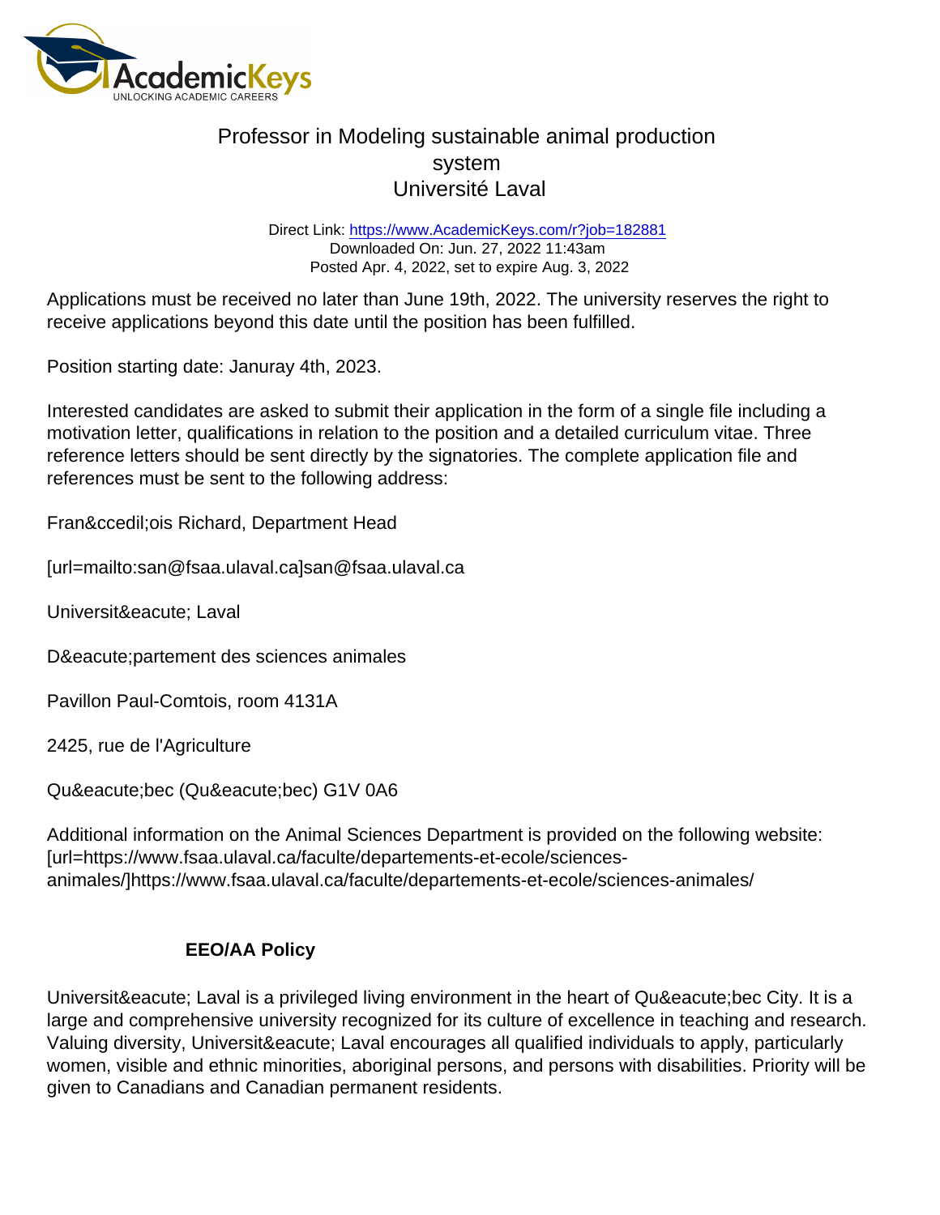# Professor in Modeling sustainable animal production system
## Université Laval

Direct Link: https://www.AcademicKeys.com/r?job=182881
Downloaded On: Jun. 27, 2022 11:43am
Posted Apr. 4, 2022, set to expire Aug. 3, 2022

Applications must be received no later than June 19th, 2022. The university reserves the right to receive applications beyond this date until the position has been fulfilled.

Position starting date: Januray 4th, 2023.

Interested candidates are asked to submit their application in the form of a single file including a motivation letter, qualifications in relation to the position and a detailed curriculum vitae. Three reference letters should be sent directly by the signatories. The complete application file and references must be sent to the following address:

Fran&ccedil;ois Richard, Department Head

[url=mailto:san@fsaa.ulaval.ca]san@fsaa.ulaval.ca

Universit&eacute; Laval

D&eacute;partement des sciences animales

Pavillon Paul-Comtois, room 4131A

2425, rue de l'Agriculture

Qu&eacute;bec (Qu&eacute;bec) G1V 0A6

Additional information on the Animal Sciences Department is provided on the following website: [url=https://www.fsaa.ulaval.ca/faculte/departements-et-ecole/sciences-animales/]https://www.fsaa.ulaval.ca/faculte/departements-et-ecole/sciences-animales/

**EEO/AA Policy**

Universit&eacute; Laval is a privileged living environment in the heart of Qu&eacute;bec City. It is a large and comprehensive university recognized for its culture of excellence in teaching and research. Valuing diversity, Universit&eacute; Laval encourages all qualified individuals to apply, particularly women, visible and ethnic minorities, aboriginal persons, and persons with disabilities. Priority will be given to Canadians and Canadian permanent residents.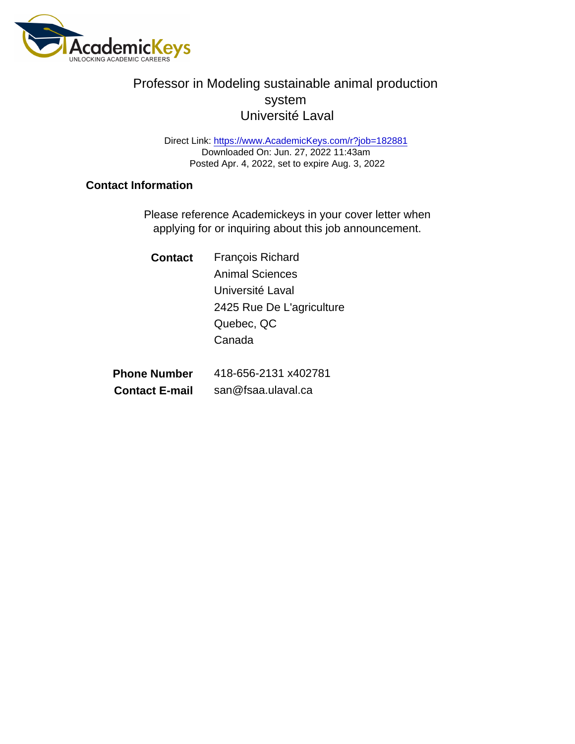# Professor in Modeling sustainable animal production system
# Université Laval

Direct Link: https://www.AcademicKeys.com/r?job=182881
Downloaded On: Jun. 27, 2022 11:43am
Posted Apr. 4, 2022, set to expire Aug. 3, 2022

### Contact Information

Please reference Academickeys in your cover letter when applying for or inquiring about this job announcement.

**Contact**
François Richard
Animal Sciences
Université Laval
2425 Rue De L'agriculture
Quebec, QC
Canada

**Phone Number** 418-656-2131 x402781

**Contact E-mail** san@fsaa.ulaval.ca